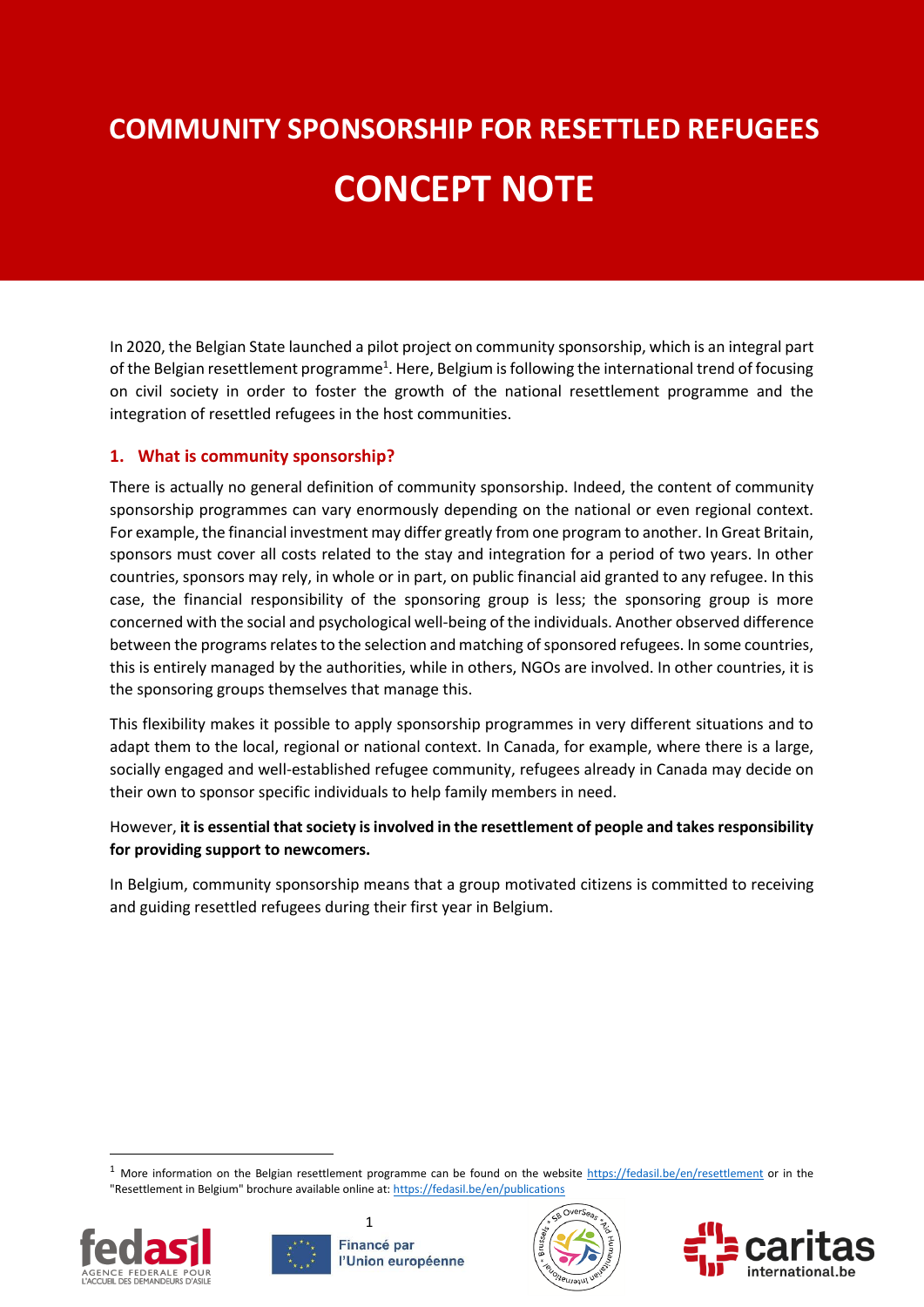# COMMUNITY SPONSORSHIP FOR RESETTLED REFUGEES

# CONCEPT NOTE

In 2020, the Belgian State launched a pilot project on community sponsorship, which is an integral part of the Belgian resettlement programme[1]. Here, Belgium is following the international trend of focusing on civil society in order to foster the growth of the national resettlement programme and the integration of resettled refugees in the host communities.

## 1. What is community sponsorship?

There is actually no general definition of community sponsorship. Indeed, the content of community sponsorship programmes can vary enormously depending on the national or even regional context. For example, the financial investment may differ greatly from one program to another. In Great Britain, sponsors must cover all costs related to the stay and integration for a period of two years. In other countries, sponsors may rely, in whole or in part, on public financial aid granted to any refugee. In this case, the financial responsibility of the sponsoring group is less; the sponsoring group is more concerned with the social and psychological well-being of the individuals. Another observed difference between the programs relates to the selection and matching of sponsored refugees. In some countries, this is entirely managed by the authorities, while in others, NGOs are involved. In other countries, it is the sponsoring groups themselves that manage this.

This flexibility makes it possible to apply sponsorship programmes in very different situations and to adapt them to the local, regional or national context. In Canada, for example, where there is a large, socially engaged and well-established refugee community, refugees already in Canada may decide on their own to sponsor specific individuals to help family members in need.

However, **it is essential that society is involved in the resettlement of people and takes responsibility for providing support to newcomers.**

In Belgium, community sponsorship means that a group motivated citizens is committed to receiving and guiding resettled refugees during their first year in Belgium.

[1] More information on the Belgian resettlement programme can be found on the website https://fedasil.be/en/resettlement or in the "Resettlement in Belgium" brochure available online at: https://fedasil.be/en/publications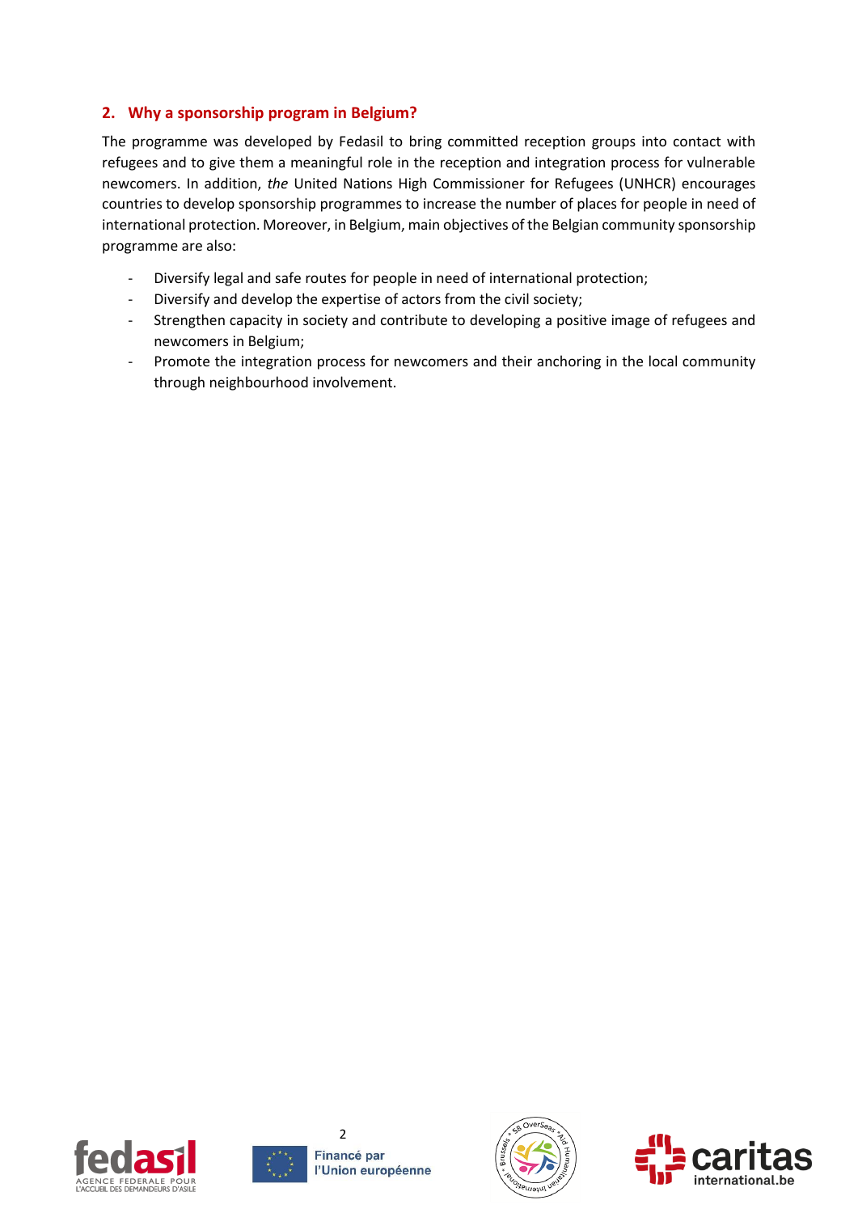## 2. Why a sponsorship program in Belgium?

The programme was developed by Fedasil to bring committed reception groups into contact with refugees and to give them a meaningful role in the reception and integration process for vulnerable newcomers. In addition, *the* United Nations High Commissioner for Refugees (UNHCR) encourages countries to develop sponsorship programmes to increase the number of places for people in need of international protection. Moreover, in Belgium, main objectives of the Belgian community sponsorship programme are also:

- Diversify legal and safe routes for people in need of international protection;
- Diversify and develop the expertise of actors from the civil society;
- Strengthen capacity in society and contribute to developing a positive image of refugees and newcomers in Belgium;
- Promote the integration process for newcomers and their anchoring in the local community through neighbourhood involvement.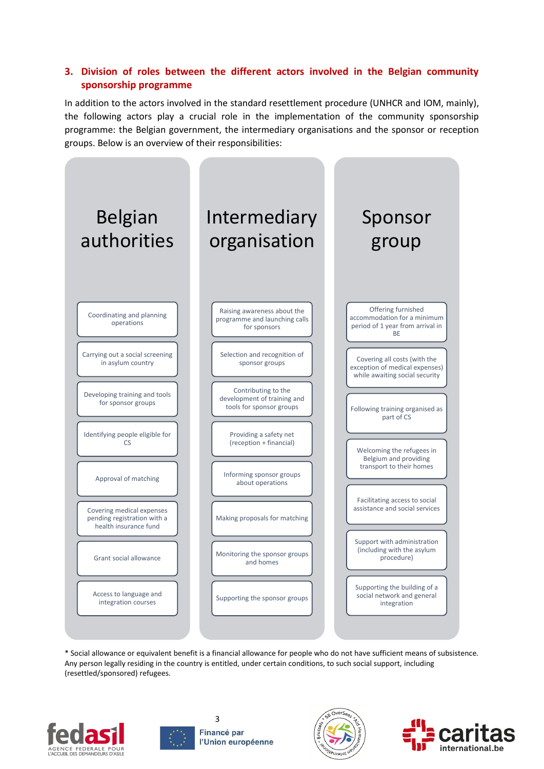## 3. Division of roles between the different actors involved in the Belgian community sponsorship programme

In addition to the actors involved in the standard resettlement procedure (UNHCR and IOM, mainly), the following actors play a crucial role in the implementation of the community sponsorship programme: the Belgian government, the intermediary organisations and the sponsor or reception groups. Below is an overview of their responsibilities:

| Belgian authorities | Intermediary organisation | Sponsor group |
|---|---|---|
| Coordinating and planning operations | Raising awareness about the programme and launching calls for sponsors | Offering furnished accommodation for a minimum period of 1 year from arrival in BE |
| Carrying out a social screening in asylum country | Selection and recognition of sponsor groups | Covering all costs (with the exception of medical expenses) while awaiting social security |
| Developing training and tools for sponsor groups | Contributing to the development of training and tools for sponsor groups | Following training organised as part of CS |
| Identifying people eligible for CS | Providing a safety net (reception + financial) | Welcoming the refugees in Belgium and providing transport to their homes |
| Approval of matching | Informing sponsor groups about operations | Facilitating access to social assistance and social services |
| Covering medical expenses pending registration with a health insurance fund | Making proposals for matching | Support with administration (including with the asylum procedure) |
| Grant social allowance | Monitoring the sponsor groups and homes | Supporting the building of a social network and general integration |
| Access to language and integration courses | Supporting the sponsor groups | |

* Social allowance or equivalent benefit is a financial allowance for people who do not have sufficient means of subsistence. Any person legally residing in the country is entitled, under certain conditions, to such social support, including (resettled/sponsored) refugees.

fedasil – AGENCE FEDERALE POUR L'ACCUEIL DES DEMANDEURS D'ASILE | Financé par l'Union européenne | caritas international.be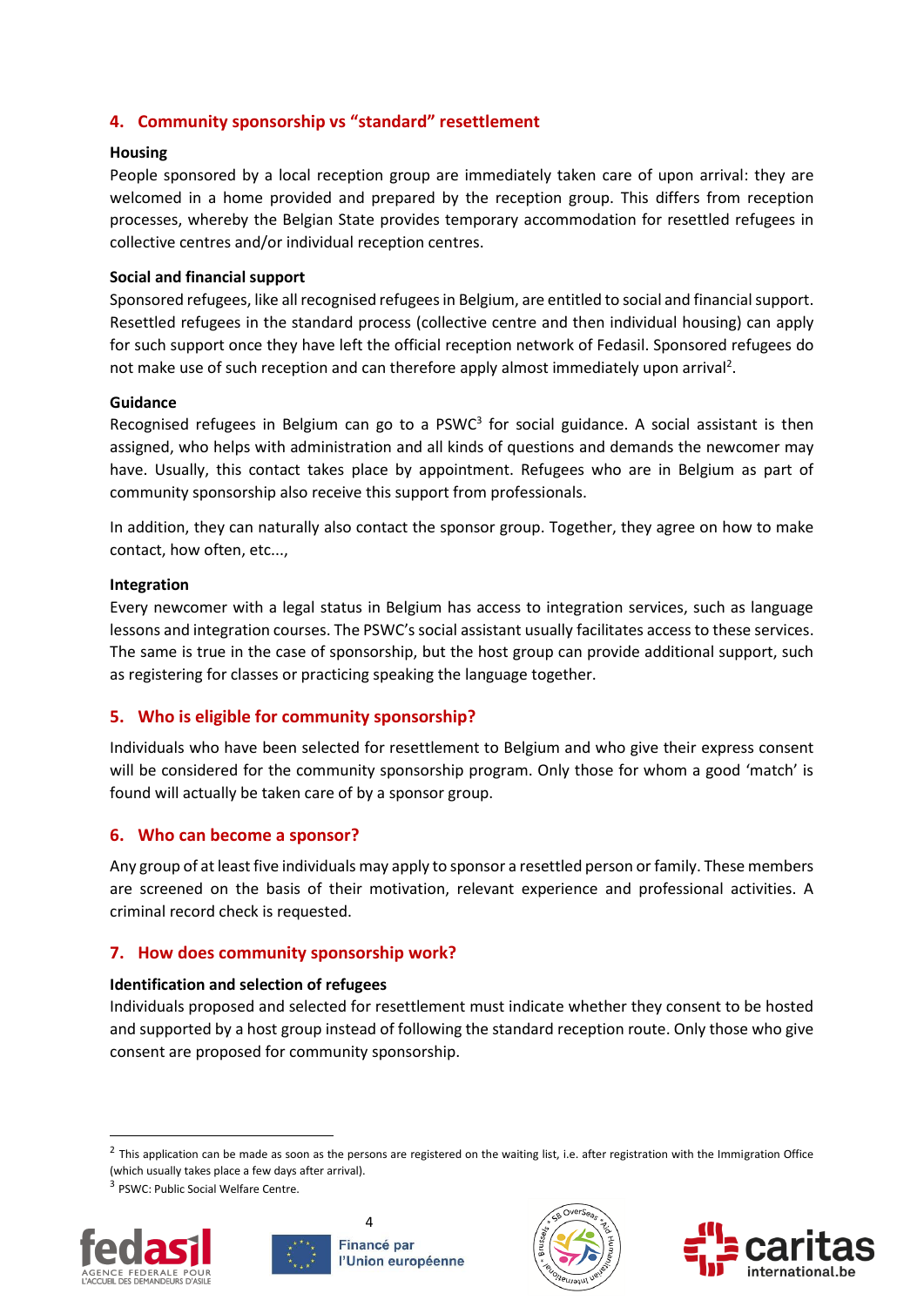## 4. Community sponsorship vs "standard" resettlement

**Housing**

People sponsored by a local reception group are immediately taken care of upon arrival: they are welcomed in a home provided and prepared by the reception group. This differs from reception processes, whereby the Belgian State provides temporary accommodation for resettled refugees in collective centres and/or individual reception centres.

**Social and financial support**

Sponsored refugees, like all recognised refugees in Belgium, are entitled to social and financial support. Resettled refugees in the standard process (collective centre and then individual housing) can apply for such support once they have left the official reception network of Fedasil. Sponsored refugees do not make use of such reception and can therefore apply almost immediately upon arrival[2].

**Guidance**

Recognised refugees in Belgium can go to a PSWC[3] for social guidance. A social assistant is then assigned, who helps with administration and all kinds of questions and demands the newcomer may have. Usually, this contact takes place by appointment. Refugees who are in Belgium as part of community sponsorship also receive this support from professionals.

In addition, they can naturally also contact the sponsor group. Together, they agree on how to make contact, how often, etc...,

**Integration**

Every newcomer with a legal status in Belgium has access to integration services, such as language lessons and integration courses. The PSWC's social assistant usually facilitates access to these services. The same is true in the case of sponsorship, but the host group can provide additional support, such as registering for classes or practicing speaking the language together.

## 5. Who is eligible for community sponsorship?

Individuals who have been selected for resettlement to Belgium and who give their express consent will be considered for the community sponsorship program. Only those for whom a good 'match' is found will actually be taken care of by a sponsor group.

## 6. Who can become a sponsor?

Any group of at least five individuals may apply to sponsor a resettled person or family. These members are screened on the basis of their motivation, relevant experience and professional activities. A criminal record check is requested.

## 7. How does community sponsorship work?

**Identification and selection of refugees**

Individuals proposed and selected for resettlement must indicate whether they consent to be hosted and supported by a host group instead of following the standard reception route. Only those who give consent are proposed for community sponsorship.

---

[2] This application can be made as soon as the persons are registered on the waiting list, i.e. after registration with the Immigration Office (which usually takes place a few days after arrival).

[3] PSWC: Public Social Welfare Centre.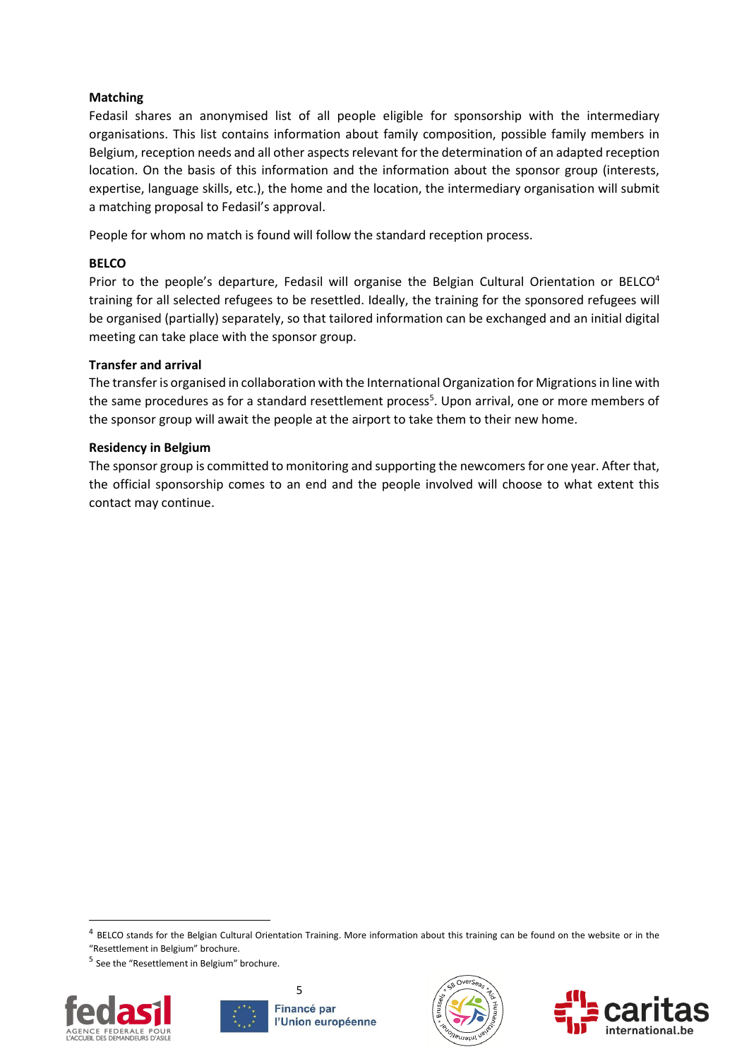**Matching**

Fedasil shares an anonymised list of all people eligible for sponsorship with the intermediary organisations. This list contains information about family composition, possible family members in Belgium, reception needs and all other aspects relevant for the determination of an adapted reception location. On the basis of this information and the information about the sponsor group (interests, expertise, language skills, etc.), the home and the location, the intermediary organisation will submit a matching proposal to Fedasil's approval.

People for whom no match is found will follow the standard reception process.

**BELCO**

Prior to the people's departure, Fedasil will organise the Belgian Cultural Orientation or BELCO[4] training for all selected refugees to be resettled. Ideally, the training for the sponsored refugees will be organised (partially) separately, so that tailored information can be exchanged and an initial digital meeting can take place with the sponsor group.

**Transfer and arrival**

The transfer is organised in collaboration with the International Organization for Migrations in line with the same procedures as for a standard resettlement process[5]. Upon arrival, one or more members of the sponsor group will await the people at the airport to take them to their new home.

**Residency in Belgium**

The sponsor group is committed to monitoring and supporting the newcomers for one year. After that, the official sponsorship comes to an end and the people involved will choose to what extent this contact may continue.

---

[4] BELCO stands for the Belgian Cultural Orientation Training. More information about this training can be found on the website or in the "Resettlement in Belgium" brochure.

[5] See the "Resettlement in Belgium" brochure.